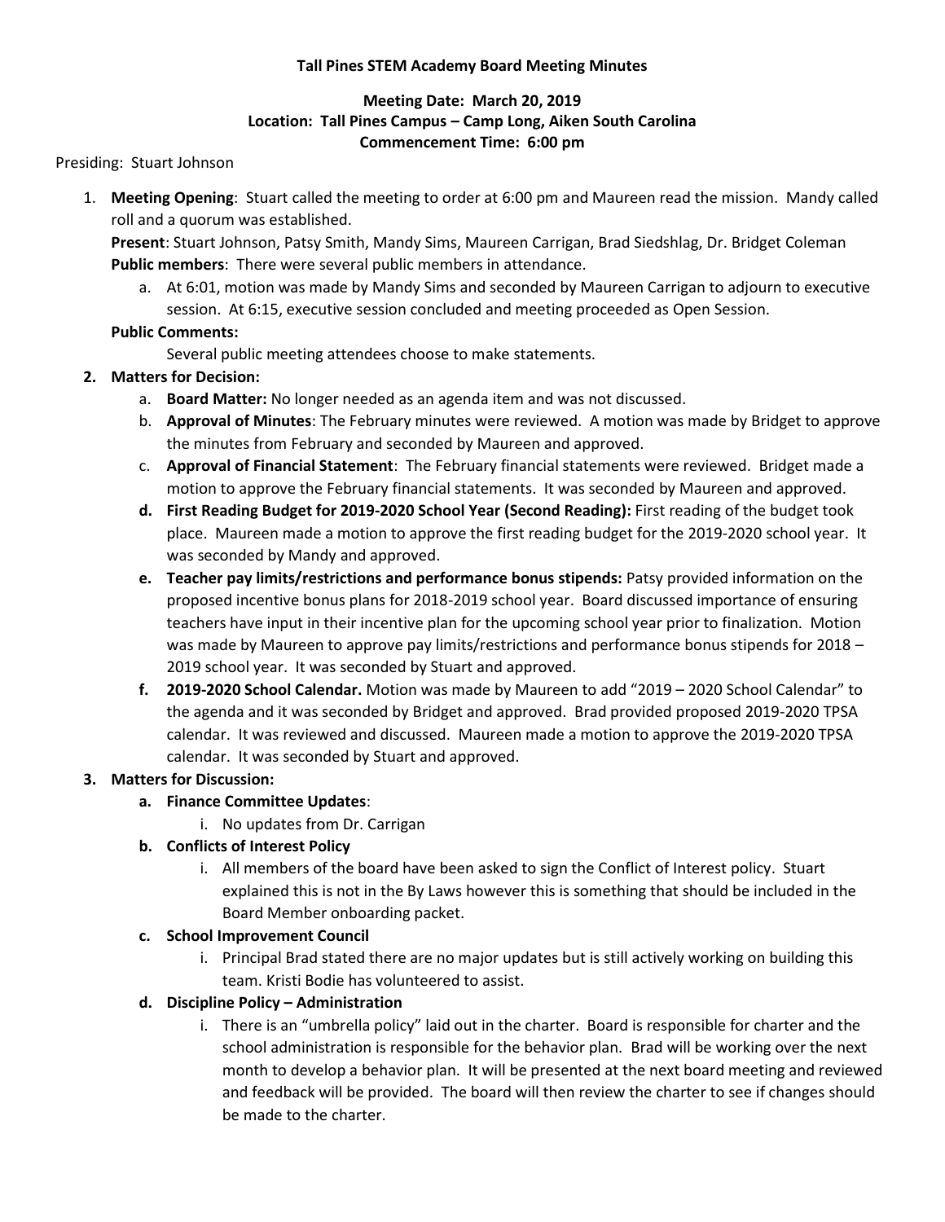**Tall Pines STEM Academy Board Meeting Minutes**

**Meeting Date: March 20, 2019**
**Location: Tall Pines Campus – Camp Long, Aiken South Carolina**
**Commencement Time: 6:00 pm**

Presiding: Stuart Johnson

1. **Meeting Opening**: Stuart called the meeting to order at 6:00 pm and Maureen read the mission. Mandy called roll and a quorum was established.
   **Present**: Stuart Johnson, Patsy Smith, Mandy Sims, Maureen Carrigan, Brad Siedshlag, Dr. Bridget Coleman
   **Public members**: There were several public members in attendance.
   a. At 6:01, motion was made by Mandy Sims and seconded by Maureen Carrigan to adjourn to executive session. At 6:15, executive session concluded and meeting proceeded as Open Session.

   **Public Comments:**
   Several public meeting attendees choose to make statements.

2. **Matters for Decision:**
   a. **Board Matter:** No longer needed as an agenda item and was not discussed.
   b. **Approval of Minutes**: The February minutes were reviewed. A motion was made by Bridget to approve the minutes from February and seconded by Maureen and approved.
   c. **Approval of Financial Statement**: The February financial statements were reviewed. Bridget made a motion to approve the February financial statements. It was seconded by Maureen and approved.
   d. **First Reading Budget for 2019-2020 School Year (Second Reading):** First reading of the budget took place. Maureen made a motion to approve the first reading budget for the 2019-2020 school year. It was seconded by Mandy and approved.
   e. **Teacher pay limits/restrictions and performance bonus stipends:** Patsy provided information on the proposed incentive bonus plans for 2018-2019 school year. Board discussed importance of ensuring teachers have input in their incentive plan for the upcoming school year prior to finalization. Motion was made by Maureen to approve pay limits/restrictions and performance bonus stipends for 2018 – 2019 school year. It was seconded by Stuart and approved.
   f. **2019-2020 School Calendar.** Motion was made by Maureen to add "2019 – 2020 School Calendar" to the agenda and it was seconded by Bridget and approved. Brad provided proposed 2019-2020 TPSA calendar. It was reviewed and discussed. Maureen made a motion to approve the 2019-2020 TPSA calendar. It was seconded by Stuart and approved.

3. **Matters for Discussion:**
   a. **Finance Committee Updates**:
      i. No updates from Dr. Carrigan
   b. **Conflicts of Interest Policy**
      i. All members of the board have been asked to sign the Conflict of Interest policy. Stuart explained this is not in the By Laws however this is something that should be included in the Board Member onboarding packet.
   c. **School Improvement Council**
      i. Principal Brad stated there are no major updates but is still actively working on building this team. Kristi Bodie has volunteered to assist.
   d. **Discipline Policy – Administration**
      i. There is an "umbrella policy" laid out in the charter. Board is responsible for charter and the school administration is responsible for the behavior plan. Brad will be working over the next month to develop a behavior plan. It will be presented at the next board meeting and reviewed and feedback will be provided. The board will then review the charter to see if changes should be made to the charter.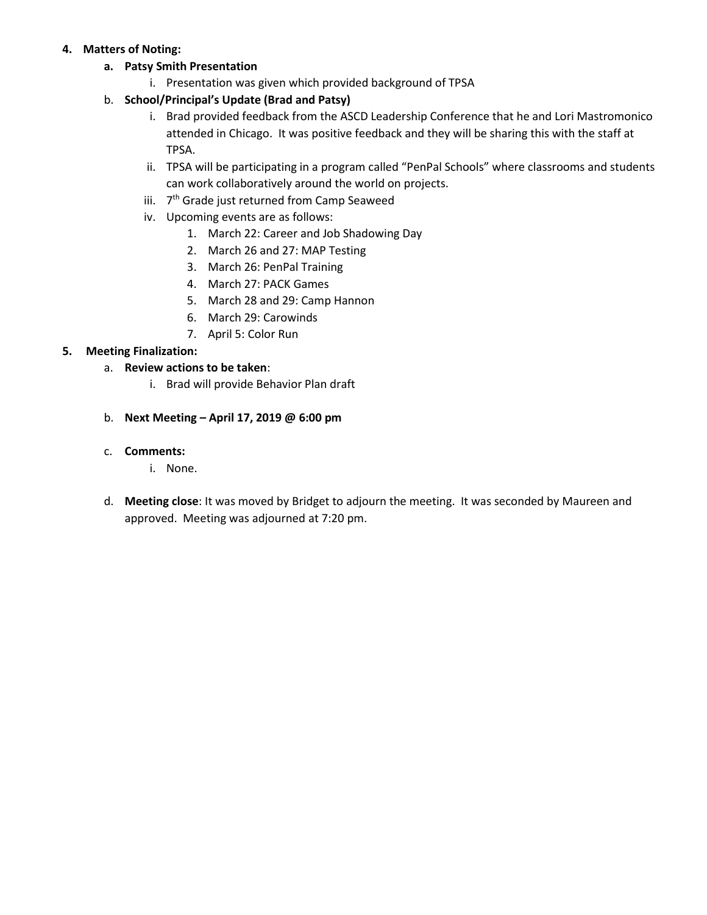4. **Matters of Noting:**
    a. **Patsy Smith Presentation**
        i. Presentation was given which provided background of TPSA
    b. **School/Principal's Update (Brad and Patsy)**
        i. Brad provided feedback from the ASCD Leadership Conference that he and Lori Mastromonico attended in Chicago. It was positive feedback and they will be sharing this with the staff at TPSA.
        ii. TPSA will be participating in a program called "PenPal Schools" where classrooms and students can work collaboratively around the world on projects.
        iii. 7th Grade just returned from Camp Seaweed
        iv. Upcoming events are as follows:
            1. March 22: Career and Job Shadowing Day
            2. March 26 and 27: MAP Testing
            3. March 26: PenPal Training
            4. March 27: PACK Games
            5. March 28 and 29: Camp Hannon
            6. March 29: Carowinds
            7. April 5: Color Run

5. **Meeting Finalization:**
    a. **Review actions to be taken**:
        i. Brad will provide Behavior Plan draft

    b. **Next Meeting – April 17, 2019 @ 6:00 pm**

    c. **Comments:**
        i. None.

    d. **Meeting close**: It was moved by Bridget to adjourn the meeting. It was seconded by Maureen and approved. Meeting was adjourned at 7:20 pm.